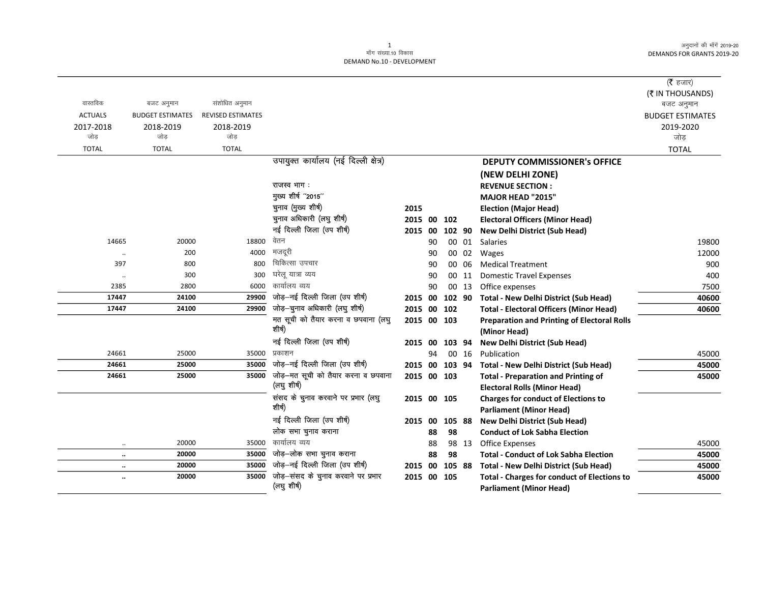मॉंग संख्या.10 विकास
DEMAND No.10 - DEVELOPMENT

(₹ हजार)
(₹ IN THOUSANDS)

| वास्तविक ACTUALS 2017-2018 जोड़ TOTAL | बजट अनुमान BUDGET ESTIMATES 2018-2019 जोड़ TOTAL | संशोधित अनुमान REVISED ESTIMATES 2018-2019 जोड़ TOTAL | | | | | | | बजट अनुमान BUDGET ESTIMATES 2019-2020 जोड़ TOTAL |
|---|---|---|---|---|---|---|---|---|---|
| | | | उपायुक्त कार्यालय (नई दिल्ली क्षेत्र) | | | | | **DEPUTY COMMISSIONER's OFFICE (NEW DELHI ZONE)** | |
| | | | राजस्व भाग : | | | | | **REVENUE SECTION :** | |
| | | | मुख्य शीर्ष "2015" | | | | | **MAJOR HEAD "2015"** | |
| | | | चुनाव (मुख्य शीर्ष) | 2015 | | | | **Election (Major Head)** | |
| | | | चुनाव अधिकारी (लघु शीर्ष) | 2015 | 00 | 102 | | **Electoral Officers (Minor Head)** | |
| | | | नई दिल्ली जिला (उप शीर्ष) | 2015 | 00 | 102 | 90 | **New Delhi District (Sub Head)** | |
| 14665 | 20000 | 18800 | वेतन | | 90 | 00 | 01 | Salaries | 19800 |
| .. | 200 | 4000 | मजदूरी | | 90 | 00 | 02 | Wages | 12000 |
| 397 | 800 | 800 | चिकित्सा उपचार | | 90 | 00 | 06 | Medical Treatment | 900 |
| .. | 300 | 300 | घरेलू यात्रा व्यय | | 90 | 00 | 11 | Domestic Travel Expenses | 400 |
| 2385 | 2800 | 6000 | कार्यालय व्यय | | 90 | 00 | 13 | Office expenses | 7500 |
| **17447** | **24100** | **29900** | जोड़–नई दिल्ली जिला (उप शीर्ष) | 2015 | 00 | 102 | 90 | **Total - New Delhi District (Sub Head)** | **40600** |
| **17447** | **24100** | **29900** | जोड़–चुनाव अधिकारी (लघु शीर्ष) | 2015 | 00 | 102 | | **Total - Electoral Officers (Minor Head)** | **40600** |
| | | | मत सूची को तैयार करना व छपवाना (लघु शीर्ष) | 2015 | 00 | 103 | | **Preparation and Printing of Electoral Rolls (Minor Head)** | |
| | | | नई दिल्ली जिला (उप शीर्ष) | 2015 | 00 | 103 | 94 | **New Delhi District (Sub Head)** | |
| 24661 | 25000 | 35000 | प्रकाशन | | 94 | 00 | 16 | Publication | 45000 |
| **24661** | **25000** | **35000** | जोड़–नई दिल्ली जिला (उप शीर्ष) | 2015 | 00 | 103 | 94 | **Total - New Delhi District (Sub Head)** | **45000** |
| **24661** | **25000** | **35000** | जोड़–मत सूची को तैयार करना व छपवाना (लघु शीर्ष) | 2015 | 00 | 103 | | **Total - Preparation and Printing of Electoral Rolls (Minor Head)** | **45000** |
| | | | संसद के चुनाव करवाने पर प्रभार (लघु शीर्ष) | 2015 | 00 | 105 | | **Charges for conduct of Elections to Parliament (Minor Head)** | |
| | | | नई दिल्ली जिला (उप शीर्ष) | 2015 | 00 | 105 | 88 | **New Delhi District (Sub Head)** | |
| | | | लोक सभा चुनाव कराना | | 88 | 98 | | **Conduct of Lok Sabha Election** | |
| .. | 20000 | 35000 | कार्यालय व्यय | | 88 | 98 | 13 | Office Expenses | 45000 |
| **..** | **20000** | **35000** | जोड़–लोक सभा चुनाव कराना | | 88 | 98 | | **Total - Conduct of Lok Sabha Election** | **45000** |
| **..** | **20000** | **35000** | जोड़–नई दिल्ली जिला (उप शीर्ष) | 2015 | 00 | 105 | 88 | **Total - New Delhi District (Sub Head)** | **45000** |
| **..** | **20000** | **35000** | जोड़–संसद के चुनाव करवाने पर प्रभार (लघु शीर्ष) | 2015 | 00 | 105 | | **Total - Charges for conduct of Elections to Parliament (Minor Head)** | **45000** |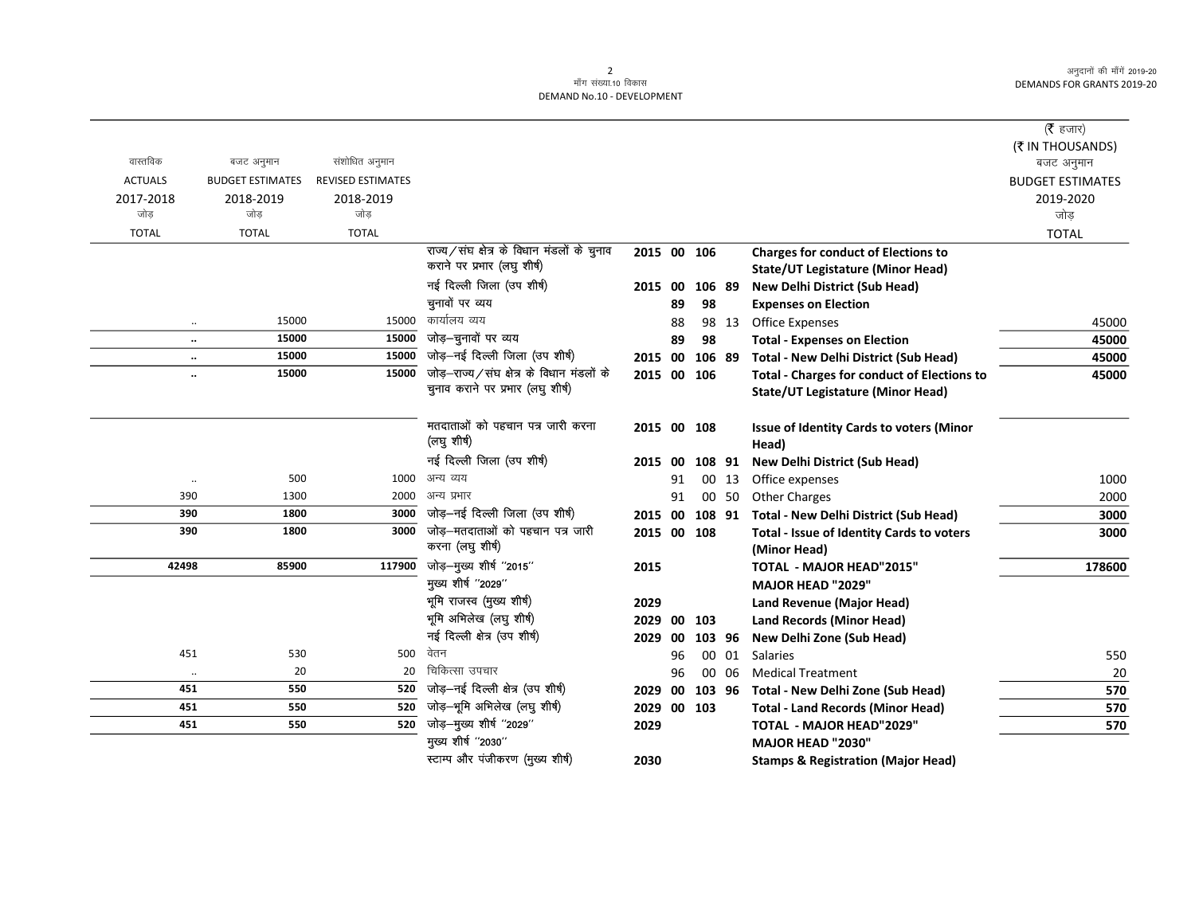(₹ हजार)
(₹ IN THOUSANDS)

| वास्तविक ACTUALS 2017-2018 जोड़ TOTAL | बजट अनुमान BUDGET ESTIMATES 2018-2019 जोड़ TOTAL | संशोधित अनुमान REVISED ESTIMATES 2018-2019 जोड़ TOTAL | | | | | | | बजट अनुमान BUDGET ESTIMATES 2019-2020 जोड़ TOTAL |
|---|---|---|---|---|---|---|---|---|---|
| | | | राज्य/संघ क्षेत्र के विधान मंडलों के चुनाव कराने पर प्रभार (लघु शीर्ष) | 2015 | 00 | 106 | | **Charges for conduct of Elections to State/UT Legislature (Minor Head)** | |
| | | | नई दिल्ली जिला (उप शीर्ष) | 2015 | 00 | 106 | 89 | **New Delhi District (Sub Head)** | |
| | | | चुनावों पर व्यय | | 89 | 98 | | **Expenses on Election** | |
| .. | 15000 | 15000 | कार्यालय व्यय | | 88 | 98 | 13 | Office Expenses | 45000 |
| **..** | **15000** | **15000** | जोड़–चुनावों पर व्यय | | **89** | **98** | | **Total - Expenses on Election** | **45000** |
| **..** | **15000** | **15000** | जोड़–नई दिल्ली जिला (उप शीर्ष) | **2015** | **00** | **106** | **89** | **Total - New Delhi District (Sub Head)** | **45000** |
| **..** | **15000** | **15000** | जोड़–राज्य/संघ क्षेत्र के विधान मंडलों के चुनाव कराने पर प्रभार (लघु शीर्ष) | **2015** | **00** | **106** | | **Total - Charges for conduct of Elections to State/UT Legislature (Minor Head)** | **45000** |
| | | | मतदाताओं को पहचान पत्र जारी करना (लघु शीर्ष) | 2015 | 00 | 108 | | **Issue of Identity Cards to voters (Minor Head)** | |
| | | | नई दिल्ली जिला (उप शीर्ष) | 2015 | 00 | 108 | 91 | **New Delhi District (Sub Head)** | |
| .. | 500 | 1000 | अन्य व्यय | | 91 | 00 | 13 | Office expenses | 1000 |
| 390 | 1300 | 2000 | अन्य प्रभार | | 91 | 00 | 50 | Other Charges | 2000 |
| **390** | **1800** | **3000** | जोड़–नई दिल्ली जिला (उप शीर्ष) | **2015** | **00** | **108** | **91** | **Total - New Delhi District (Sub Head)** | **3000** |
| **390** | **1800** | **3000** | जोड़–मतदाताओं को पहचान पत्र जारी करना (लघु शीर्ष) | **2015** | **00** | **108** | | **Total - Issue of Identity Cards to voters (Minor Head)** | **3000** |
| **42498** | **85900** | **117900** | जोड़–मुख्य शीर्ष ''2015'' | **2015** | | | | **TOTAL - MAJOR HEAD"2015"** | **178600** |
| | | | मुख्य शीर्ष ''2029'' | | | | | **MAJOR HEAD "2029"** | |
| | | | भूमि राजस्व (मुख्य शीर्ष) | 2029 | | | | **Land Revenue (Major Head)** | |
| | | | भूमि अभिलेख (लघु शीर्ष) | 2029 | 00 | 103 | | **Land Records (Minor Head)** | |
| | | | नई दिल्ली क्षेत्र (उप शीर्ष) | 2029 | 00 | 103 | 96 | **New Delhi Zone (Sub Head)** | |
| 451 | 530 | 500 | वेतन | | 96 | 00 | 01 | Salaries | 550 |
| .. | 20 | 20 | चिकित्सा उपचार | | 96 | 00 | 06 | Medical Treatment | 20 |
| **451** | **550** | **520** | जोड़–नई दिल्ली क्षेत्र (उप शीर्ष) | **2029** | **00** | **103** | **96** | **Total - New Delhi Zone (Sub Head)** | **570** |
| **451** | **550** | **520** | जोड़–भूमि अभिलेख (लघु शीर्ष) | **2029** | **00** | **103** | | **Total - Land Records (Minor Head)** | **570** |
| **451** | **550** | **520** | जोड़–मुख्य शीर्ष ''2029'' | **2029** | | | | **TOTAL - MAJOR HEAD"2029"** | **570** |
| | | | मुख्य शीर्ष ''2030'' | | | | | **MAJOR HEAD "2030"** | |
| | | | स्टाम्प और पंजीकरण (मुख्य शीर्ष) | 2030 | | | | **Stamps & Registration (Major Head)** | |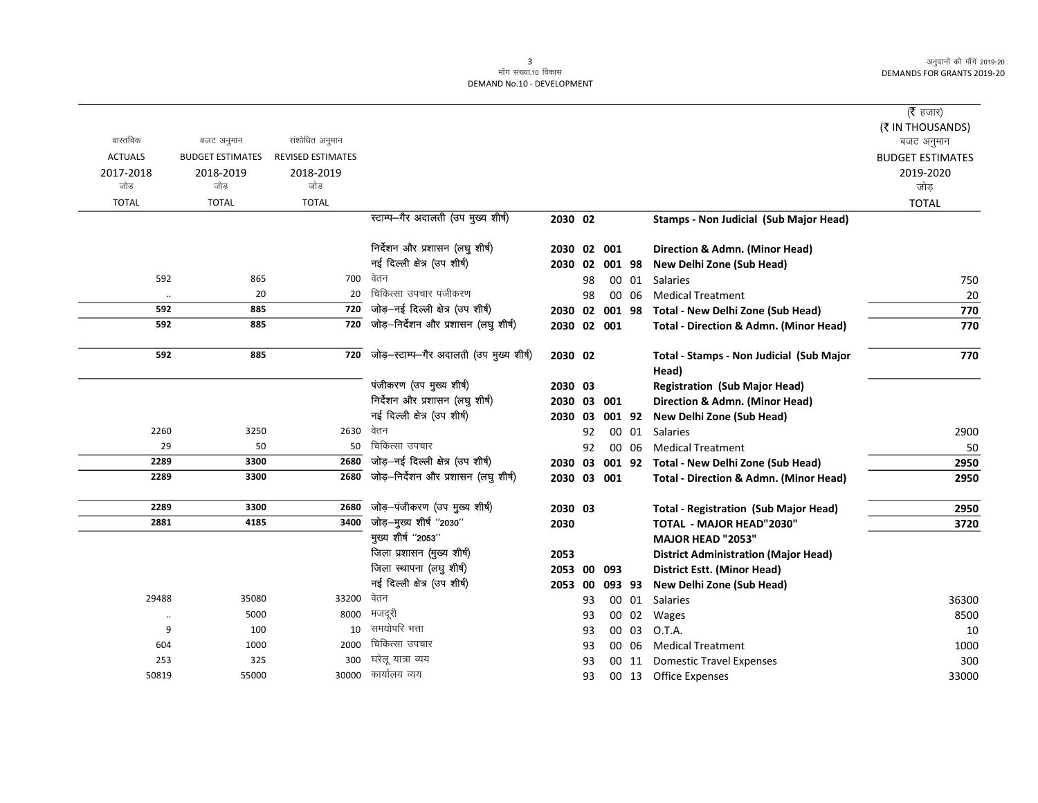मॉंग संख्या.10 विकास
DEMAND No.10 - DEVELOPMENT

| वास्तविक ACTUALS 2017-2018 जोड़ TOTAL | बजट अनुमान BUDGET ESTIMATES 2018-2019 जोड़ TOTAL | संशोधित अनुमान REVISED ESTIMATES 2018-2019 जोड़ TOTAL | | | | | | | (₹ हजार) (₹ IN THOUSANDS) बजट अनुमान BUDGET ESTIMATES 2019-2020 जोड़ TOTAL |
|---|---|---|---|---|---|---|---|---|---|
| | | | स्टाम्प–गैर अदालती (उप मुख्य शीर्ष) | 2030 | 02 | | | **Stamps - Non Judicial (Sub Major Head)** | |
| | | | निर्देशन और प्रशासन (लघु शीर्ष) | 2030 | 02 | 001 | | **Direction & Admn. (Minor Head)** | |
| | | | नई दिल्ली क्षेत्र (उप शीर्ष) | 2030 | 02 | 001 | 98 | **New Delhi Zone (Sub Head)** | |
| 592 | 865 | 700 | वेतन | | 98 | 00 | 01 | Salaries | 750 |
| .. | 20 | 20 | चिकित्सा उपचार पंजीकरण | | 98 | 00 | 06 | Medical Treatment | 20 |
| **592** | **885** | **720** | जोड़–नई दिल्ली क्षेत्र (उप शीर्ष) | 2030 | 02 | 001 | 98 | **Total - New Delhi Zone (Sub Head)** | **770** |
| **592** | **885** | **720** | जोड़–निर्देशन और प्रशासन (लघु शीर्ष) | 2030 | 02 | 001 | | **Total - Direction & Admn. (Minor Head)** | **770** |
| **592** | **885** | **720** | जोड़–स्टाम्प–गैर अदालती (उप मुख्य शीर्ष) | 2030 | 02 | | | **Total - Stamps - Non Judicial (Sub Major Head)** | **770** |
| | | | पंजीकरण (उप मुख्य शीर्ष) | 2030 | 03 | | | **Registration (Sub Major Head)** | |
| | | | निर्देशन और प्रशासन (लघु शीर्ष) | 2030 | 03 | 001 | | **Direction & Admn. (Minor Head)** | |
| | | | नई दिल्ली क्षेत्र (उप शीर्ष) | 2030 | 03 | 001 | 92 | **New Delhi Zone (Sub Head)** | |
| 2260 | 3250 | 2630 | वेतन | | 92 | 00 | 01 | Salaries | 2900 |
| 29 | 50 | 50 | चिकित्सा उपचार | | 92 | 00 | 06 | Medical Treatment | 50 |
| **2289** | **3300** | **2680** | जोड़–नई दिल्ली क्षेत्र (उप शीर्ष) | 2030 | 03 | 001 | 92 | **Total - New Delhi Zone (Sub Head)** | **2950** |
| **2289** | **3300** | **2680** | जोड़–निर्देशन और प्रशासन (लघु शीर्ष) | 2030 | 03 | 001 | | **Total - Direction & Admn. (Minor Head)** | **2950** |
| **2289** | **3300** | **2680** | जोड़–पंजीकरण (उप मुख्य शीर्ष) | 2030 | 03 | | | **Total - Registration (Sub Major Head)** | **2950** |
| **2881** | **4185** | **3400** | जोड़–मुख्य शीर्ष ''2030'' | 2030 | | | | **TOTAL - MAJOR HEAD"2030"** | **3720** |
| | | | मुख्य शीर्ष ''2053'' | | | | | **MAJOR HEAD "2053"** | |
| | | | जिला प्रशासन (मुख्य शीर्ष) | 2053 | | | | **District Administration (Major Head)** | |
| | | | जिला स्थापना (लघु शीर्ष) | 2053 | 00 | 093 | | **District Estt. (Minor Head)** | |
| | | | नई दिल्ली क्षेत्र (उप शीर्ष) | 2053 | 00 | 093 | 93 | **New Delhi Zone (Sub Head)** | |
| 29488 | 35080 | 33200 | वेतन | | 93 | 00 | 01 | Salaries | 36300 |
| .. | 5000 | 8000 | मजदूरी | | 93 | 00 | 02 | Wages | 8500 |
| 9 | 100 | 10 | समयोपरि भत्ता | | 93 | 00 | 03 | O.T.A. | 10 |
| 604 | 1000 | 2000 | चिकित्सा उपचार | | 93 | 00 | 06 | Medical Treatment | 1000 |
| 253 | 325 | 300 | घरेलू यात्रा व्यय | | 93 | 00 | 11 | Domestic Travel Expenses | 300 |
| 50819 | 55000 | 30000 | कार्यालय व्यय | | 93 | 00 | 13 | Office Expenses | 33000 |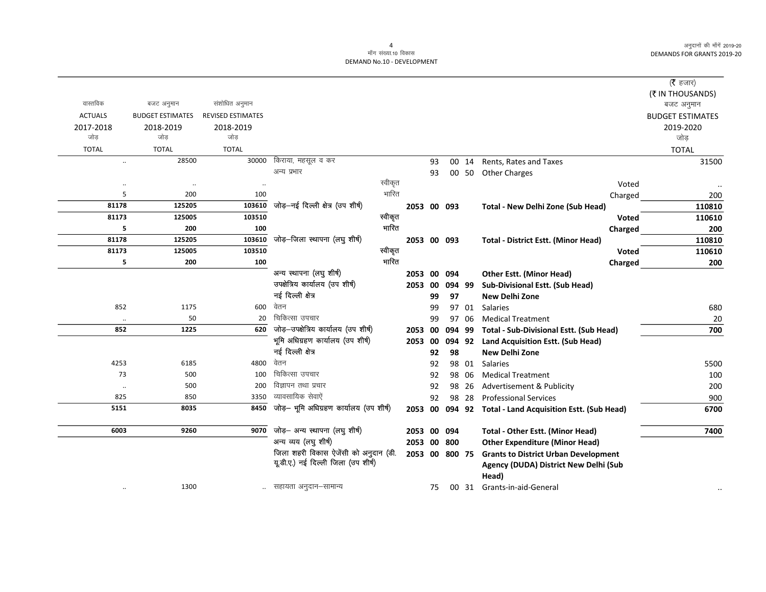मांग संख्या.10 विकास
DEMAND No.10 - DEVELOPMENT

(₹ हजार)
(₹ IN THOUSANDS)

| वास्तविक ACTUALS 2017-2018 जोड़ TOTAL | बजट अनुमान BUDGET ESTIMATES 2018-2019 जोड़ TOTAL | संशोधित अनुमान REVISED ESTIMATES 2018-2019 जोड़ TOTAL | | | | | | | बजट अनुमान BUDGET ESTIMATES 2019-2020 जोड़ TOTAL |
|---|---|---|---|---|---|---|---|---|---|
| .. | 28500 | 30000 | किराया, महसूल व कर | | 93 | 00 | 14 | Rents, Rates and Taxes | 31500 |
| | | | अन्य प्रभार | | 93 | 00 | 50 | Other Charges | |
| .. | .. | .. | स्वीकृत | | | | | Voted | .. |
| 5 | 200 | 100 | भारित | | | | | Charged | 200 |
| **81178** | **125205** | **103610** | जोड़–नई दिल्ली क्षेत्र (उप शीर्ष) | **2053** | **00** | **093** | | **Total - New Delhi Zone (Sub Head)** | **110810** |
| **81173** | **125005** | **103510** | स्वीकृत | | | | | **Voted** | **110610** |
| **5** | **200** | **100** | भारित | | | | | **Charged** | **200** |
| **81178** | **125205** | **103610** | जोड़–जिला स्थापना (लघु शीर्ष) | **2053** | **00** | **093** | | **Total - District Estt. (Minor Head)** | **110810** |
| **81173** | **125005** | **103510** | स्वीकृत | | | | | **Voted** | **110610** |
| **5** | **200** | **100** | भारित | | | | | **Charged** | **200** |
| | | | अन्य स्थापना (लघु शीर्ष) | **2053** | **00** | **094** | | **Other Estt. (Minor Head)** | |
| | | | उपक्षेत्रिय कार्यालय (उप शीर्ष) | **2053** | **00** | **094** | **99** | **Sub-Divisional Estt. (Sub Head)** | |
| | | | नई दिल्ली क्षेत्र | | **99** | **97** | | **New Delhi Zone** | |
| 852 | 1175 | 600 | वेतन | | 99 | 97 | 01 | Salaries | 680 |
| .. | 50 | 20 | चिकित्सा उपचार | | 99 | 97 | 06 | Medical Treatment | 20 |
| **852** | **1225** | **620** | जोड़–उपक्षेत्रिय कार्यालय (उप शीर्ष) | **2053** | **00** | **094** | **99** | **Total - Sub-Divisional Estt. (Sub Head)** | **700** |
| | | | भूमि अधिग्रहण कार्यालय (उप शीर्ष) | **2053** | **00** | **094** | **92** | **Land Acquisition Estt. (Sub Head)** | |
| | | | नई दिल्ली क्षेत्र | | **92** | **98** | | **New Delhi Zone** | |
| 4253 | 6185 | 4800 | वेतन | | 92 | 98 | 01 | Salaries | 5500 |
| 73 | 500 | 100 | चिकित्सा उपचार | | 92 | 98 | 06 | Medical Treatment | 100 |
| .. | 500 | 200 | विज्ञापन तथा प्रचार | | 92 | 98 | 26 | Advertisement & Publicity | 200 |
| 825 | 850 | 3350 | व्यावसायिक सेवाऐं | | 92 | 98 | 28 | Professional Services | 900 |
| **5151** | **8035** | **8450** | जोड़– भूमि अधिग्रहण कार्यालय (उप शीर्ष) | **2053** | **00** | **094** | **92** | **Total - Land Acquisition Estt. (Sub Head)** | **6700** |
| **6003** | **9260** | **9070** | जोड़– अन्य स्थापना (लघु शीर्ष) | **2053** | **00** | **094** | | **Total - Other Estt. (Minor Head)** | **7400** |
| | | | अन्य व्यय (लघु शीर्ष) | **2053** | **00** | **800** | | **Other Expenditure (Minor Head)** | |
| | | | जिला शहरी विकास ऐजेंसी को अनुदान (डी.यू.डी.ए.) नई दिल्ली जिला (उप शीर्ष) | **2053** | **00** | **800** | **75** | **Grants to District Urban Development Agency (DUDA) District New Delhi (Sub Head)** | |
| .. | 1300 | .. | सहायता अनुदान–सामान्य | | 75 | 00 | 31 | Grants-in-aid-General | .. |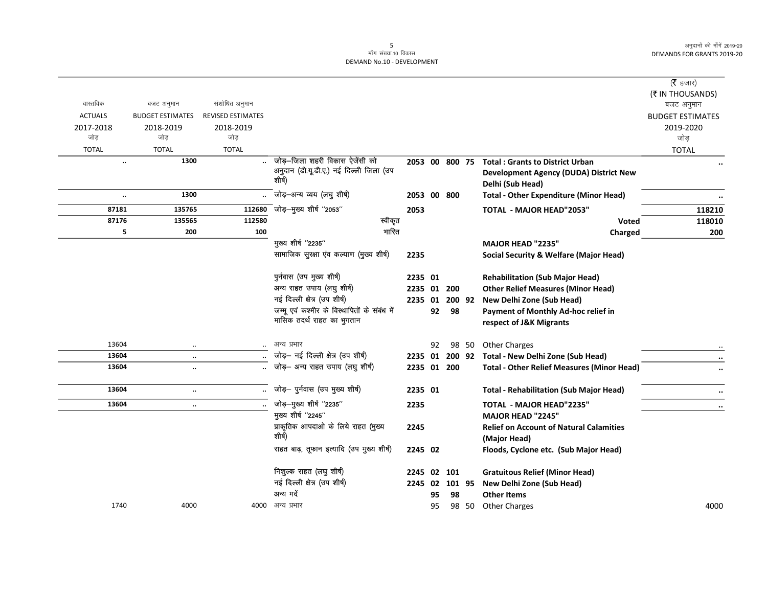(₹ हजार)
(₹ IN THOUSANDS)

| वास्तविक ACTUALS 2017-2018 जोड़ TOTAL | बजट अनुमान BUDGET ESTIMATES 2018-2019 जोड़ TOTAL | संशोधित अनुमान REVISED ESTIMATES 2018-2019 जोड़ TOTAL | | | | | | | बजट अनुमान BUDGET ESTIMATES 2019-2020 जोड़ TOTAL |
|---|---|---|---|---|---|---|---|---|---|
| .. | 1300 | .. | जोड़–जिला शहरी विकास ऐजेंसी को अनुदान (डी.यू.डी.ए.) नई दिल्ली जिला (उप शीर्ष) | 2053 | 00 | 800 | 75 | **Total : Grants to District Urban Development Agency (DUDA) District New Delhi (Sub Head)** | .. |
| .. | 1300 | .. | जोड़–अन्य व्यय (लघु शीर्ष) | 2053 | 00 | 800 | | **Total - Other Expenditure (Minor Head)** | .. |
| **87181** | **135765** | **112680** | जोड़–मुख्य शीर्ष ''2053'' | 2053 | | | | **TOTAL - MAJOR HEAD"2053"** | **118210** |
| **87176** | **135565** | **112580** | स्वीकृत | | | | | **Voted** | **118010** |
| **5** | **200** | **100** | भारित | | | | | **Charged** | **200** |
| | | | मुख्य शीर्ष ''2235'' | | | | | **MAJOR HEAD "2235"** | |
| | | | सामाजिक सुरक्षा एंव कल्याण (मुख्य शीर्ष) | 2235 | | | | **Social Security & Welfare (Major Head)** | |
| | | | पुर्नवास (उप मुख्य शीर्ष) | 2235 | 01 | | | **Rehabilitation (Sub Major Head)** | |
| | | | अन्य राहत उपाय (लघु शीर्ष) | 2235 | 01 | 200 | | **Other Relief Measures (Minor Head)** | |
| | | | नई दिल्ली क्षेत्र (उप शीर्ष) | 2235 | 01 | 200 | 92 | **New Delhi Zone (Sub Head)** | |
| | | | जम्मू एवं कश्मीर के विस्थापितों के संबंध में मासिक तदर्थ राहत का भुगतान | | 92 | 98 | | **Payment of Monthly Ad-hoc relief in respect of J&K Migrants** | |
| 13604 | .. | .. | अन्य प्रभार | | 92 | 98 | 50 | Other Charges | .. |
| **13604** | .. | .. | जोड़– नई दिल्ली क्षेत्र (उप शीर्ष) | 2235 | 01 | 200 | 92 | **Total - New Delhi Zone (Sub Head)** | .. |
| **13604** | .. | .. | जोड़– अन्य राहत उपाय (लघु शीर्ष) | 2235 | 01 | 200 | | **Total - Other Relief Measures (Minor Head)** | .. |
| **13604** | .. | .. | जोड़– पुर्नवास (उप मुख्य शीर्ष) | 2235 | 01 | | | **Total - Rehabilitation (Sub Major Head)** | .. |
| **13604** | .. | .. | जोड़–मुख्य शीर्ष ''2235'' | 2235 | | | | **TOTAL - MAJOR HEAD"2235"** | .. |
| | | | मुख्य शीर्ष ''2245'' | | | | | **MAJOR HEAD "2245"** | |
| | | | प्राकृतिक आपदाओ के लिये राहत (मुख्य शीर्ष) | 2245 | | | | **Relief on Account of Natural Calamities (Major Head)** | |
| | | | राहत बाढ़, तूफान इत्यादि (उप मुख्य शीर्ष) | 2245 | 02 | | | **Floods, Cyclone etc. (Sub Major Head)** | |
| | | | निशुल्क राहत (लघु शीर्ष) | 2245 | 02 | 101 | | **Gratuitous Relief (Minor Head)** | |
| | | | नई दिल्ली क्षेत्र (उप शीर्ष) | 2245 | 02 | 101 | 95 | **New Delhi Zone (Sub Head)** | |
| | | | अन्य मदें | | 95 | 98 | | **Other Items** | |
| 1740 | 4000 | 4000 | अन्य प्रभार | | 95 | 98 | 50 | Other Charges | 4000 |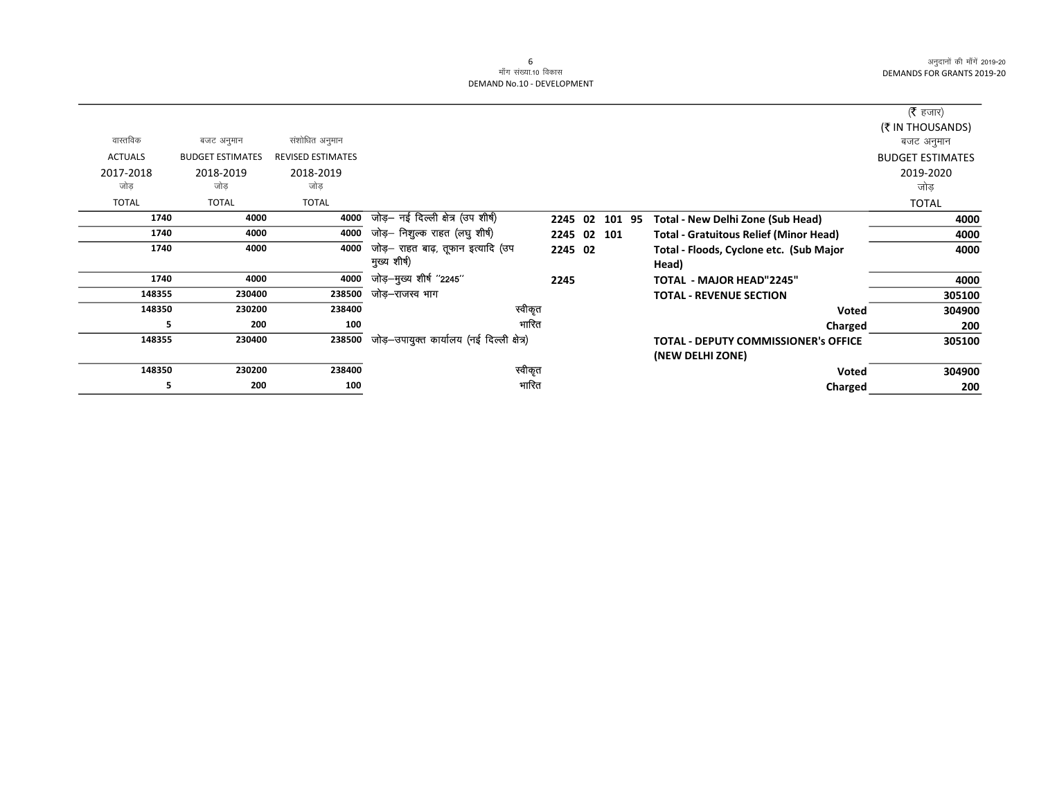मॉंग संख्या.10 विकास
DEMAND No.10 - DEVELOPMENT

| वास्तविक ACTUALS 2017-2018 जोड़ TOTAL | बजट अनुमान BUDGET ESTIMATES 2018-2019 जोड़ TOTAL | संशोधित अनुमान REVISED ESTIMATES 2018-2019 जोड़ TOTAL | | | | (₹ हजार) (₹ IN THOUSANDS) बजट अनुमान BUDGET ESTIMATES 2019-2020 जोड़ TOTAL |
|---|---|---|---|---|---|---|
| 1740 | 4000 | 4000 | जोड़– नई दिल्ली क्षेत्र (उप शीर्ष) | 2245 02 101 95 | **Total - New Delhi Zone (Sub Head)** | 4000 |
| 1740 | 4000 | 4000 | जोड़– निशुल्क राहत (लघु शीर्ष) | 2245 02 101 | **Total - Gratuitous Relief (Minor Head)** | 4000 |
| 1740 | 4000 | 4000 | जोड़– राहत बाढ़, तूफान इत्यादि (उप मुख्य शीर्ष) | 2245 02 | **Total - Floods, Cyclone etc. (Sub Major Head)** | 4000 |
| 1740 | 4000 | 4000 | जोड़–मुख्य शीर्ष ''2245'' | 2245 | **TOTAL - MAJOR HEAD"2245"** | 4000 |
| 148355 | 230400 | 238500 | जोड़–राजस्व भाग | | **TOTAL - REVENUE SECTION** | 305100 |
| 148350 | 230200 | 238400 | स्वीकृत | | **Voted** | 304900 |
| 5 | 200 | 100 | भारित | | **Charged** | 200 |
| 148355 | 230400 | 238500 | जोड़–उपायुक्त कार्यालय (नई दिल्ली क्षेत्र) | | **TOTAL - DEPUTY COMMISSIONER's OFFICE (NEW DELHI ZONE)** | 305100 |
| 148350 | 230200 | 238400 | स्वीकृत | | **Voted** | 304900 |
| 5 | 200 | 100 | भारित | | **Charged** | 200 |